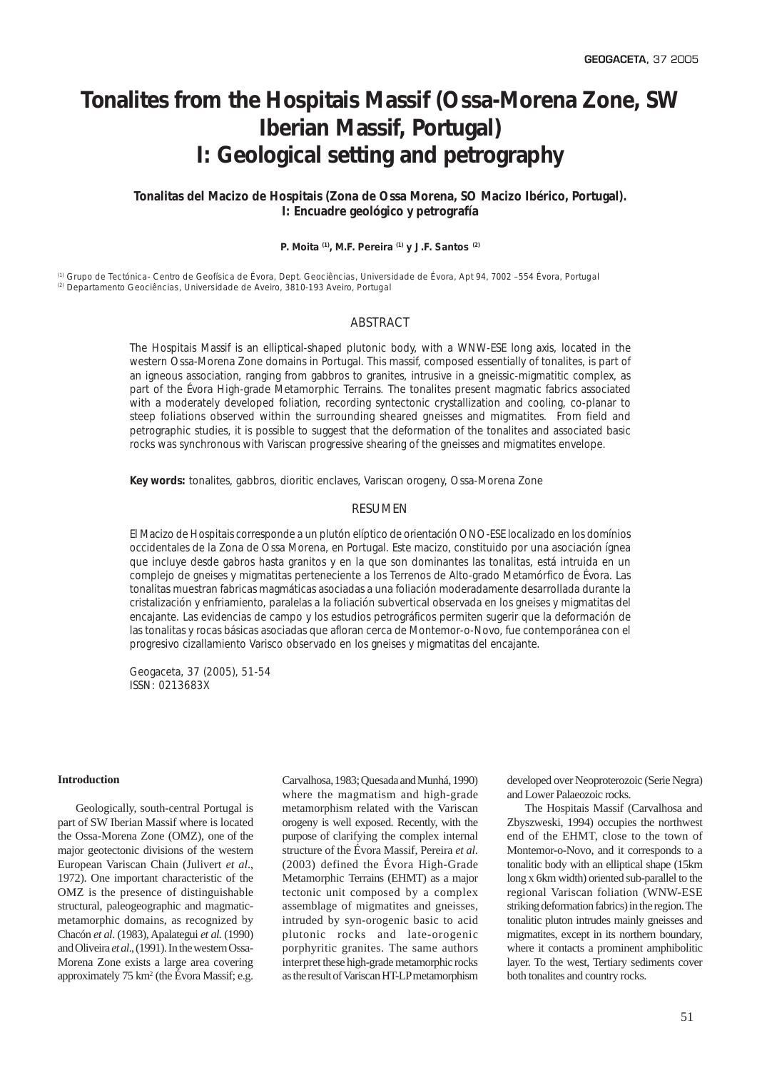# Tonalites from the Hospitais Massif (Ossa-Morena Zone, SW Iberian Massif, Portugal)
# I: Geological setting and petrography

**Tonalitas del Macizo de Hospitais (Zona de Ossa Morena, SO Macizo Ibérico, Portugal). I: Encuadre geológico y petrografía**

**P. Moita [(1)], M.F. Pereira [(1)] y J.F. Santos [(2)]**

[(1)] Grupo de Tectónica- Centro de Geofísica de Évora, Dept. Geociências, Universidade de Évora, Apt 94, 7002 –554 Évora, Portugal
[(2)] Departamento Geociências, Universidade de Aveiro, 3810-193 Aveiro, Portugal

## ABSTRACT

The Hospitais Massif is an elliptical-shaped plutonic body, with a WNW-ESE long axis, located in the western Ossa-Morena Zone domains in Portugal. This massif, composed essentially of tonalites, is part of an igneous association, ranging from gabbros to granites, intrusive in a gneissic-migmatitic complex, as part of the Évora High-grade Metamorphic Terrains. The tonalites present magmatic fabrics associated with a moderately developed foliation, recording syntectonic crystallization and cooling, co-planar to steep foliations observed within the surrounding sheared gneisses and migmatites. From field and petrographic studies, it is possible to suggest that the deformation of the tonalites and associated basic rocks was synchronous with Variscan progressive shearing of the gneisses and migmatites envelope.

**Key words:** tonalites, gabbros, dioritic enclaves, Variscan orogeny, Ossa-Morena Zone

## RESUMEN

El Macizo de Hospitais corresponde a un plutón elíptico de orientación ONO-ESE localizado en los domínios occidentales de la Zona de Ossa Morena, en Portugal. Este macizo, constituido por una asociación ígnea que incluye desde gabros hasta granitos y en la que son dominantes las tonalitas, está intruida en un complejo de gneises y migmatitas perteneciente a los Terrenos de Alto-grado Metamórfico de Évora. Las tonalitas muestran fabricas magmáticas asociadas a una foliación moderadamente desarrollada durante la cristalización y enfriamiento, paralelas a la foliación subvertical observada en los gneises y migmatitas del encajante. Las evidencias de campo y los estudios petrográficos permiten sugerir que la deformación de las tonalitas y rocas básicas asociadas que afloran cerca de Montemor-o-Novo, fue contemporánea con el progresivo cizallamiento Varisco observado en los gneises y migmatitas del encajante.

Geogaceta, 37 (2005), 51-54
ISSN: 0213683X

## Introduction

Geologically, south-central Portugal is part of SW Iberian Massif where is located the Ossa-Morena Zone (OMZ), one of the major geotectonic divisions of the western European Variscan Chain (Julivert *et al*., 1972). One important characteristic of the OMZ is the presence of distinguishable structural, paleogeographic and magmatic-metamorphic domains, as recognized by Chacón *et al*. (1983), Apalategui *et al.* (1990) and Oliveira *et al*., (1991). In the western Ossa-Morena Zone exists a large area covering approximately 75 km$^2$ (the Évora Massif; e.g. Carvalhosa, 1983; Quesada and Munhá, 1990) where the magmatism and high-grade metamorphism related with the Variscan orogeny is well exposed. Recently, with the purpose of clarifying the complex internal structure of the Évora Massif, Pereira *et al.* (2003) defined the Évora High-Grade Metamorphic Terrains (EHMT) as a major tectonic unit composed by a complex assemblage of migmatites and gneisses, intruded by syn-orogenic basic to acid plutonic rocks and late-orogenic porphyritic granites. The same authors interpret these high-grade metamorphic rocks as the result of Variscan HT-LP metamorphism developed over Neoproterozoic (Serie Negra) and Lower Palaeozoic rocks.

The Hospitais Massif (Carvalhosa and Zbyszweski, 1994) occupies the northwest end of the EHMT, close to the town of Montemor-o-Novo, and it corresponds to a tonalitic body with an elliptical shape (15km long x 6km width) oriented sub-parallel to the regional Variscan foliation (WNW-ESE striking deformation fabrics) in the region. The tonalitic pluton intrudes mainly gneisses and migmatites, except in its northern boundary, where it contacts a prominent amphibolitic layer. To the west, Tertiary sediments cover both tonalites and country rocks.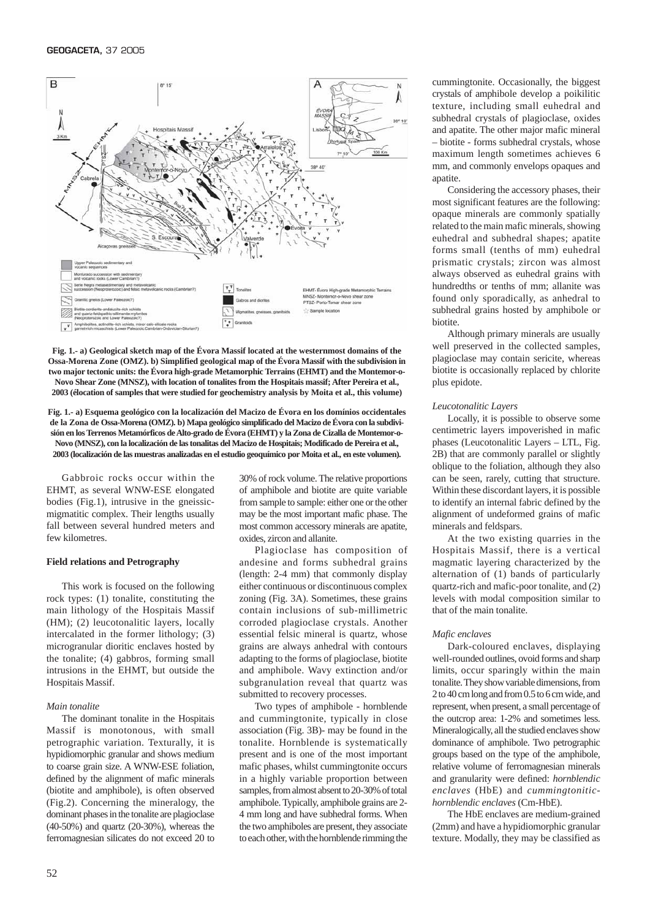Fig. 1.- a) Geological sketch map of the Évora Massif located at the westernmost domains of the Ossa-Morena Zone (OMZ). b) Simplified geological map of the Évora Massif with the subdivision in two major tectonic units: the Évora high-grade Metamorphic Terrains (EHMT) and the Montemor-o-Novo Shear Zone (MNSZ), with location of tonalites from the Hospitais massif; After Pereira et al., 2003 (location of samples that were studied for geochemistry analysis by Moita et al., this volume)

Fig. 1.- a) Esquema geológico con la localización del Macizo de Évora en los domínios occidentales de la Zona de Ossa-Morena (OMZ). b) Mapa geológico simplificado del Macizo de Évora con la subdivisión en los Terrenos Metamórficos de Alto-grado de Évora (EHMT) y la Zona de Cizalla de Montemor-o-Novo (MNSZ), con la localización de las tonalitas del Macizo de Hospitais; Modificado de Pereira et al., 2003 (localización de las muestras analizadas en el estudio geoquímico por Moita et al., en este volumen).

Gabbroic rocks occur within the EHMT, as several WNW-ESE elongated bodies (Fig.1), intrusive in the gneissic-migmatitic complex. Their lengths usually fall between several hundred meters and few kilometres.

## Field relations and Petrography

This work is focused on the following rock types: (1) tonalite, constituting the main lithology of the Hospitais Massif (HM); (2) leucotonalitic layers, locally intercalated in the former lithology; (3) microgranular dioritic enclaves hosted by the tonalite; (4) gabbros, forming small intrusions in the EHMT, but outside the Hospitais Massif.

### *Main tonalite*

The dominant tonalite in the Hospitais Massif is monotonous, with small petrographic variation. Texturally, it is hypidiomorphic granular and shows medium to coarse grain size. A WNW-ESE foliation, defined by the alignment of mafic minerals (biotite and amphibole), is often observed (Fig.2). Concerning the mineralogy, the dominant phases in the tonalite are plagioclase (40-50%) and quartz (20-30%), whereas the ferromagnesian silicates do not exceed 20 to 30% of rock volume. The relative proportions of amphibole and biotite are quite variable from sample to sample: either one or the other may be the most important mafic phase. The most common accessory minerals are apatite, oxides, zircon and allanite.

Plagioclase has composition of andesine and forms subhedral grains (length: 2-4 mm) that commonly display either continuous or discontinuous complex zoning (Fig. 3A). Sometimes, these grains contain inclusions of sub-millimetric corroded plagioclase crystals. Another essential felsic mineral is quartz, whose grains are always anhedral with contours adapting to the forms of plagioclase, biotite and amphibole. Wavy extinction and/or subgranulation reveal that quartz was submitted to recovery processes.

Two types of amphibole - hornblende and cummingtonite, typically in close association (Fig. 3B)- may be found in the tonalite. Hornblende is systematically present and is one of the most important mafic phases, whilst cummingtonite occurs in a highly variable proportion between samples, from almost absent to 20-30% of total amphibole. Typically, amphibole grains are 2-4 mm long and have subhedral forms. When the two amphiboles are present, they associate to each other, with the hornblende rimming the cummingtonite. Occasionally, the biggest crystals of amphibole develop a poikilitic texture, including small euhedral and subhedral crystals of plagioclase, oxides and apatite. The other major mafic mineral – biotite - forms subhedral crystals, whose maximum length sometimes achieves 6 mm, and commonly envelops opaques and apatite.

Considering the accessory phases, their most significant features are the following: opaque minerals are commonly spatially related to the main mafic minerals, showing euhedral and subhedral shapes; apatite forms small (tenths of mm) euhedral prismatic crystals; zircon was almost always observed as euhedral grains with hundredths or tenths of mm; allanite was found only sporadically, as anhedral to subhedral grains hosted by amphibole or biotite.

Although primary minerals are usually well preserved in the collected samples, plagioclase may contain sericite, whereas biotite is occasionally replaced by chlorite plus epidote.

### *Leucotonalitic Layers*

Locally, it is possible to observe some centimetric layers impoverished in mafic phases (Leucotonalitic Layers – LTL, Fig. 2B) that are commonly parallel or slightly oblique to the foliation, although they also can be seen, rarely, cutting that structure. Within these discordant layers, it is possible to identify an internal fabric defined by the alignment of undeformed grains of mafic minerals and feldspars.

At the two existing quarries in the Hospitais Massif, there is a vertical magmatic layering characterized by the alternation of (1) bands of particularly quartz-rich and mafic-poor tonalite, and (2) levels with modal composition similar to that of the main tonalite.

### *Mafic enclaves*

Dark-coloured enclaves, displaying well-rounded outlines, ovoid forms and sharp limits, occur sparingly within the main tonalite. They show variable dimensions, from 2 to 40 cm long and from 0.5 to 6 cm wide, and represent, when present, a small percentage of the outcrop area: 1-2% and sometimes less. Mineralogically, all the studied enclaves show dominance of amphibole. Two petrographic groups based on the type of the amphibole, relative volume of ferromagnesian minerals and granularity were defined: *hornblendic enclaves* (HbE) and *cummingtonitic-hornblendic enclaves* (Cm-HbE).

The HbE enclaves are medium-grained (2mm) and have a hypidiomorphic granular texture. Modally, they may be classified as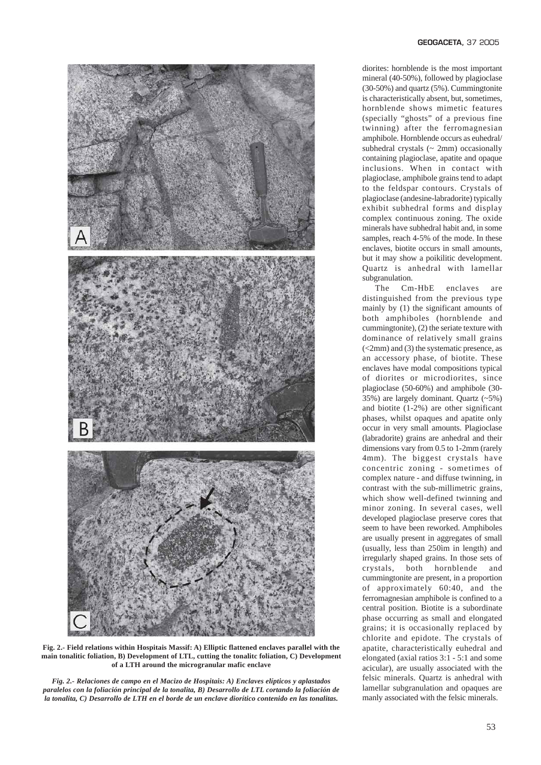Fig. 2.- Field relations within Hospitais Massif: A) Elliptic flattened enclaves parallel with the main tonalitic foliation, B) Development of LTL, cutting the tonalitc foliation, C) Development of a LTH around the microgranular mafic enclave

*Fig. 2.- Relaciones de campo en el Macizo de Hospitais: A) Enclaves elípticos y aplastados paralelos con la foliación principal de la tonalita, B) Desarrollo de LTL cortando la foliación de la tonalita, C) Desarrollo de LTH en el borde de un enclave diorítico contenido en las tonalitas.*

diorites: hornblende is the most important mineral (40-50%), followed by plagioclase (30-50%) and quartz (5%). Cummingtonite is characteristically absent, but, sometimes, hornblende shows mimetic features (specially "ghosts" of a previous fine twinning) after the ferromagnesian amphibole. Hornblende occurs as euhedral/subhedral crystals (~ 2mm) occasionally containing plagioclase, apatite and opaque inclusions. When in contact with plagioclase, amphibole grains tend to adapt to the feldspar contours. Crystals of plagioclase (andesine-labradorite) typically exhibit subhedral forms and display complex continuous zoning. The oxide minerals have subhedral habit and, in some samples, reach 4-5% of the mode. In these enclaves, biotite occurs in small amounts, but it may show a poikilitic development. Quartz is anhedral with lamellar subgranulation.

The Cm-HbE enclaves are distinguished from the previous type mainly by (1) the significant amounts of both amphiboles (hornblende and cummingtonite), (2) the seriate texture with dominance of relatively small grains (<2mm) and (3) the systematic presence, as an accessory phase, of biotite. These enclaves have modal compositions typical of diorites or microdiorites, since plagioclase (50-60%) and amphibole (30-35%) are largely dominant. Quartz (~5%) and biotite (1-2%) are other significant phases, whilst opaques and apatite only occur in very small amounts. Plagioclase (labradorite) grains are anhedral and their dimensions vary from 0.5 to 1-2mm (rarely 4mm). The biggest crystals have concentric zoning - sometimes of complex nature - and diffuse twinning, in contrast with the sub-millimetric grains, which show well-defined twinning and minor zoning. In several cases, well developed plagioclase preserve cores that seem to have been reworked. Amphiboles are usually present in aggregates of small (usually, less than 250im in length) and irregularly shaped grains. In those sets of crystals, both hornblende and cummingtonite are present, in a proportion of approximately 60:40, and the ferromagnesian amphibole is confined to a central position. Biotite is a subordinate phase occurring as small and elongated grains; it is occasionally replaced by chlorite and epidote. The crystals of apatite, characteristically euhedral and elongated (axial ratios 3:1 - 5:1 and some acicular), are usually associated with the felsic minerals. Quartz is anhedral with lamellar subgranulation and opaques are manly associated with the felsic minerals.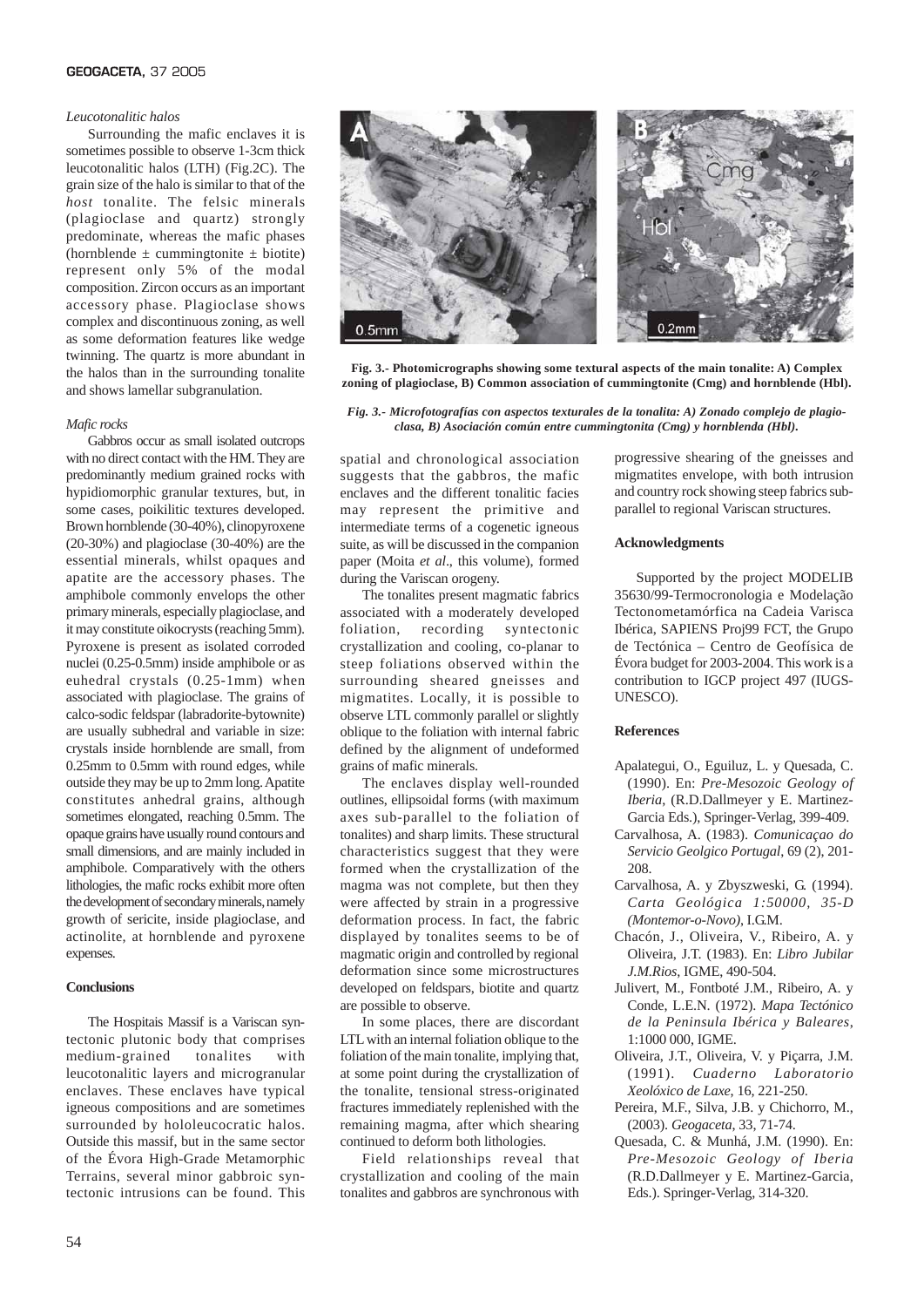*Leucotonalitic halos*

Surrounding the mafic enclaves it is sometimes possible to observe 1-3cm thick leucotonalitic halos (LTH) (Fig.2C). The grain size of the halo is similar to that of the *host* tonalite. The felsic minerals (plagioclase and quartz) strongly predominate, whereas the mafic phases (hornblende ± cummingtonite ± biotite) represent only 5% of the modal composition. Zircon occurs as an important accessory phase. Plagioclase shows complex and discontinuous zoning, as well as some deformation features like wedge twinning. The quartz is more abundant in the halos than in the surrounding tonalite and shows lamellar subgranulation.

*Mafic rocks*

Gabbros occur as small isolated outcrops with no direct contact with the HM. They are predominantly medium grained rocks with hypidiomorphic granular textures, but, in some cases, poikilitic textures developed. Brown hornblende (30-40%), clinopyroxene (20-30%) and plagioclase (30-40%) are the essential minerals, whilst opaques and apatite are the accessory phases. The amphibole commonly envelops the other primary minerals, especially plagioclase, and it may constitute oikocrysts (reaching 5mm). Pyroxene is present as isolated corroded nuclei (0.25-0.5mm) inside amphibole or as euhedral crystals (0.25-1mm) when associated with plagioclase. The grains of calco-sodic feldspar (labradorite-bytownite) are usually subhedral and variable in size: crystals inside hornblende are small, from 0.25mm to 0.5mm with round edges, while outside they may be up to 2mm long. Apatite constitutes anhedral grains, although sometimes elongated, reaching 0.5mm. The opaque grains have usually round contours and small dimensions, and are mainly included in amphibole. Comparatively with the others lithologies, the mafic rocks exhibit more often the development of secondary minerals, namely growth of sericite, inside plagioclase, and actinolite, at hornblende and pyroxene expenses.

**Fig. 3.- Photomicrographs showing some textural aspects of the main tonalite: A) Complex zoning of plagioclase, B) Common association of cummingtonite (Cmg) and hornblende (Hbl).**

***Fig. 3.- Microfotografías con aspectos texturales de la tonalita: A) Zonado complejo de plagioclasa, B) Asociación común entre cummingtonita (Cmg) y hornblenda (Hbl).***

**Conclusions**

The Hospitais Massif is a Variscan syntectonic plutonic body that comprises medium-grained tonalites with leucotonalitic layers and microgranular enclaves. These enclaves have typical igneous compositions and are sometimes surrounded by hololeucocratic halos. Outside this massif, but in the same sector of the Évora High-Grade Metamorphic Terrains, several minor gabbroic syntectonic intrusions can be found. This spatial and chronological association suggests that the gabbros, the mafic enclaves and the different tonalitic facies may represent the primitive and intermediate terms of a cogenetic igneous suite, as will be discussed in the companion paper (Moita *et al*., this volume), formed during the Variscan orogeny.

The tonalites present magmatic fabrics associated with a moderately developed foliation, recording syntectonic crystallization and cooling, co-planar to steep foliations observed within the surrounding sheared gneisses and migmatites. Locally, it is possible to observe LTL commonly parallel or slightly oblique to the foliation with internal fabric defined by the alignment of undeformed grains of mafic minerals.

The enclaves display well-rounded outlines, ellipsoidal forms (with maximum axes sub-parallel to the foliation of tonalites) and sharp limits. These structural characteristics suggest that they were formed when the crystallization of the magma was not complete, but then they were affected by strain in a progressive deformation process. In fact, the fabric displayed by tonalites seems to be of magmatic origin and controlled by regional deformation since some microstructures developed on feldspars, biotite and quartz are possible to observe.

In some places, there are discordant LTL with an internal foliation oblique to the foliation of the main tonalite, implying that, at some point during the crystallization of the tonalite, tensional stress-originated fractures immediately replenished with the remaining magma, after which shearing continued to deform both lithologies.

Field relationships reveal that crystallization and cooling of the main tonalites and gabbros are synchronous with progressive shearing of the gneisses and migmatites envelope, with both intrusion and country rock showing steep fabrics subparallel to regional Variscan structures.

**Acknowledgments**

Supported by the project MODELIB 35630/99-Termocronologia e Modelação Tectonometamórfica na Cadeia Varisca Ibérica, SAPIENS Proj99 FCT, the Grupo de Tectónica – Centro de Geofísica de Évora budget for 2003-2004. This work is a contribution to IGCP project 497 (IUGS-UNESCO).

**References**

Apalategui, O., Eguiluz, L. y Quesada, C. (1990). En: *Pre-Mesozoic Geology of Iberia*, (R.D.Dallmeyer y E. Martinez-Garcia Eds.), Springer-Verlag, 399-409.

Carvalhosa, A. (1983). *Comunicaçao do Servicio Geolgico Portugal*, 69 (2), 201-208.

Carvalhosa, A. y Zbyszweski, G. (1994). *Carta Geológica 1:50000, 35-D (Montemor-o-Novo)*, I.G.M.

Chacón, J., Oliveira, V., Ribeiro, A. y Oliveira, J.T. (1983). En: *Libro Jubilar J.M.Rios*, IGME, 490-504.

Julivert, M., Fontboté J.M., Ribeiro, A. y Conde, L.E.N. (1972). *Mapa Tectónico de la Peninsula Ibérica y Baleares*, 1:1000 000, IGME.

Oliveira, J.T., Oliveira, V. y Piçarra, J.M. (1991). *Cuaderno Laboratorio Xeolóxico de Laxe*, 16, 221-250.

Pereira, M.F., Silva, J.B. y Chichorro, M., (2003). *Geogaceta*, 33, 71-74.

Quesada, C. & Munhá, J.M. (1990). En: *Pre-Mesozoic Geology of Iberia* (R.D.Dallmeyer y E. Martinez-Garcia, Eds.). Springer-Verlag, 314-320.